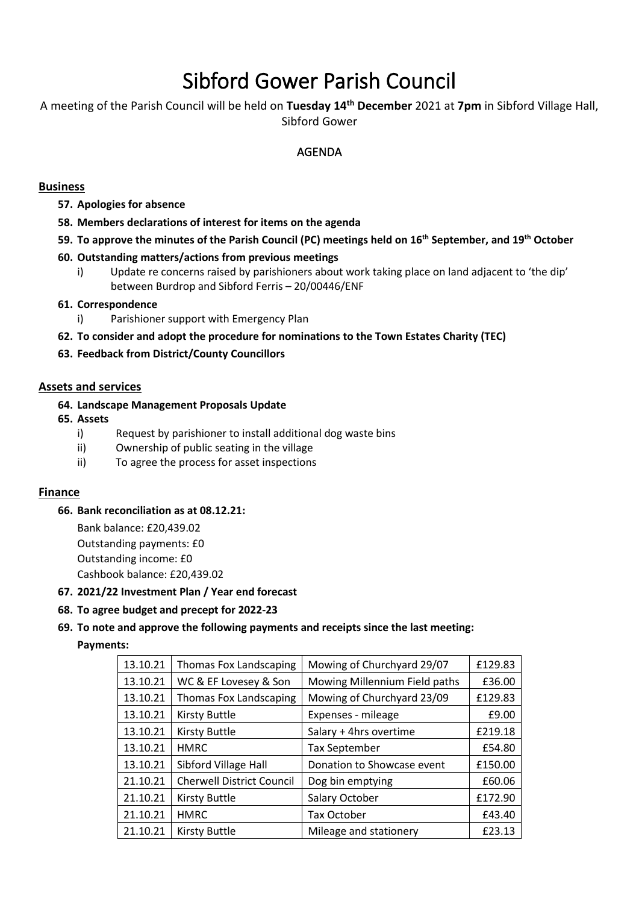# Sibford Gower Parish Council

A meeting of the Parish Council will be held on **Tuesday 14th December** 2021 at **7pm** in Sibford Village Hall, Sibford Gower

## AGENDA

### Business

57. **Apologies for absence**
58. **Members declarations of interest for items on the agenda**
59. **To approve the minutes of the Parish Council (PC) meetings held on 16th September, and 19th October**
60. **Outstanding matters/actions from previous meetings**
    i) Update re concerns raised by parishioners about work taking place on land adjacent to 'the dip' between Burdrop and Sibford Ferris – 20/00446/ENF
61. **Correspondence**
    i) Parishioner support with Emergency Plan
62. **To consider and adopt the procedure for nominations to the Town Estates Charity (TEC)**
63. **Feedback from District/County Councillors**

### Assets and services

64. **Landscape Management Proposals Update**
65. **Assets**
    i) Request by parishioner to install additional dog waste bins
    ii) Ownership of public seating in the village
    ii) To agree the process for asset inspections

### Finance

66. **Bank reconciliation as at 08.12.21:**

    Bank balance: £20,439.02
    Outstanding payments: £0
    Outstanding income: £0
    Cashbook balance: £20,439.02

67. **2021/22 Investment Plan / Year end forecast**
68. **To agree budget and precept for 2022-23**
69. **To note and approve the following payments and receipts since the last meeting:**

**Payments:**

| Date | Payee | Description | Amount |
|---|---|---|---|
| 13.10.21 | Thomas Fox Landscaping | Mowing of Churchyard 29/07 | £129.83 |
| 13.10.21 | WC & EF Lovesey & Son | Mowing Millennium Field paths | £36.00 |
| 13.10.21 | Thomas Fox Landscaping | Mowing of Churchyard 23/09 | £129.83 |
| 13.10.21 | Kirsty Buttle | Expenses - mileage | £9.00 |
| 13.10.21 | Kirsty Buttle | Salary + 4hrs overtime | £219.18 |
| 13.10.21 | HMRC | Tax September | £54.80 |
| 13.10.21 | Sibford Village Hall | Donation to Showcase event | £150.00 |
| 21.10.21 | Cherwell District Council | Dog bin emptying | £60.06 |
| 21.10.21 | Kirsty Buttle | Salary October | £172.90 |
| 21.10.21 | HMRC | Tax October | £43.40 |
| 21.10.21 | Kirsty Buttle | Mileage and stationery | £23.13 |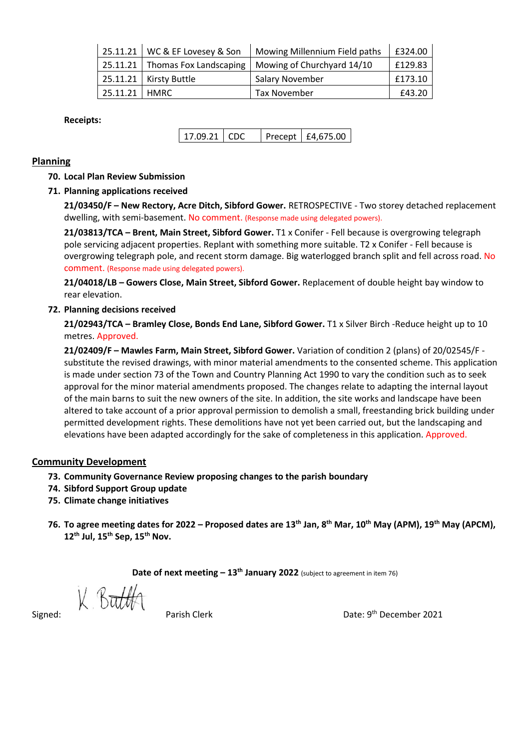| | | | |
|---|---|---|---|
| 25.11.21 | WC & EF Lovesey & Son | Mowing Millennium Field paths | £324.00 |
| 25.11.21 | Thomas Fox Landscaping | Mowing of Churchyard 14/10 | £129.83 |
| 25.11.21 | Kirsty Buttle | Salary November | £173.10 |
| 25.11.21 | HMRC | Tax November | £43.20 |

**Receipts:**

| | | | |
|---|---|---|---|
| 17.09.21 | CDC | Precept | £4,675.00 |

## Planning

70. **Local Plan Review Submission**
71. **Planning applications received**

    **21/03450/F – New Rectory, Acre Ditch, Sibford Gower.** RETROSPECTIVE - Two storey detached replacement dwelling, with semi-basement. No comment. (Response made using delegated powers).

    **21/03813/TCA – Brent, Main Street, Sibford Gower.** T1 x Conifer - Fell because is overgrowing telegraph pole servicing adjacent properties. Replant with something more suitable. T2 x Conifer - Fell because is overgrowing telegraph pole, and recent storm damage. Big waterlogged branch split and fell across road. No comment. (Response made using delegated powers).

    **21/04018/LB – Gowers Close, Main Street, Sibford Gower.** Replacement of double height bay window to rear elevation.

72. **Planning decisions received**

    **21/02943/TCA – Bramley Close, Bonds End Lane, Sibford Gower.** T1 x Silver Birch -Reduce height up to 10 metres. Approved.

    **21/02409/F – Mawles Farm, Main Street, Sibford Gower.** Variation of condition 2 (plans) of 20/02545/F - substitute the revised drawings, with minor material amendments to the consented scheme. This application is made under section 73 of the Town and Country Planning Act 1990 to vary the condition such as to seek approval for the minor material amendments proposed. The changes relate to adapting the internal layout of the main barns to suit the new owners of the site. In addition, the site works and landscape have been altered to take account of a prior approval permission to demolish a small, freestanding brick building under permitted development rights. These demolitions have not yet been carried out, but the landscaping and elevations have been adapted accordingly for the sake of completeness in this application. Approved.

## Community Development

73. **Community Governance Review proposing changes to the parish boundary**
74. **Sibford Support Group update**
75. **Climate change initiatives**
76. **To agree meeting dates for 2022 – Proposed dates are 13th Jan, 8th Mar, 10th May (APM), 19th May (APCM), 12th Jul, 15th Sep, 15th Nov.**

**Date of next meeting – 13th January 2022** (subject to agreement in item 76)

Signed: K. Buttle Parish Clerk Date: 9th December 2021